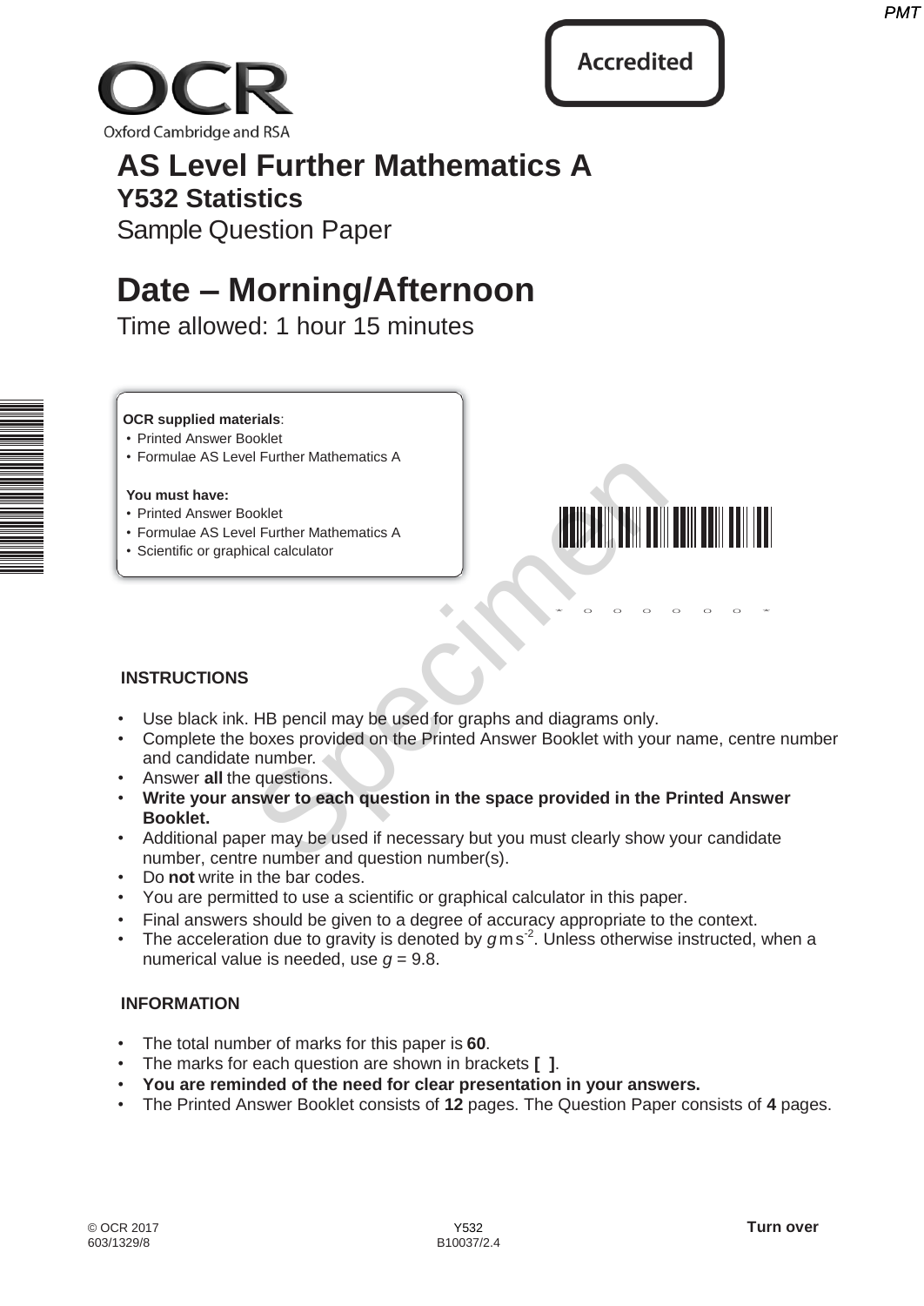Accredited

OCR
Oxford Cambridge and RSA

# AS Level Further Mathematics A
## Y532 Statistics
Sample Question Paper

# Date – Morning/Afternoon
Time allowed: 1 hour 15 minutes

**OCR supplied materials**:
- Printed Answer Booklet
- Formulae AS Level Further Mathematics A

**You must have:**
- Printed Answer Booklet
- Formulae AS Level Further Mathematics A
- Scientific or graphical calculator

## INSTRUCTIONS

- Use black ink. HB pencil may be used for graphs and diagrams only.
- Complete the boxes provided on the Printed Answer Booklet with your name, centre number and candidate number.
- Answer **all** the questions.
- **Write your answer to each question in the space provided in the Printed Answer Booklet.**
- Additional paper may be used if necessary but you must clearly show your candidate number, centre number and question number(s).
- Do **not** write in the bar codes.
- You are permitted to use a scientific or graphical calculator in this paper.
- Final answers should be given to a degree of accuracy appropriate to the context.
- The acceleration due to gravity is denoted by $g\,\text{m}\,\text{s}^{-2}$. Unless otherwise instructed, when a numerical value is needed, use $g = 9.8$.

## INFORMATION

- The total number of marks for this paper is **60**.
- The marks for each question are shown in brackets **[ ]**.
- **You are reminded of the need for clear presentation in your answers.**
- The Printed Answer Booklet consists of **12** pages. The Question Paper consists of **4** pages.

© OCR 2017
603/1329/8

Y532
B10037/2.4

**Turn over**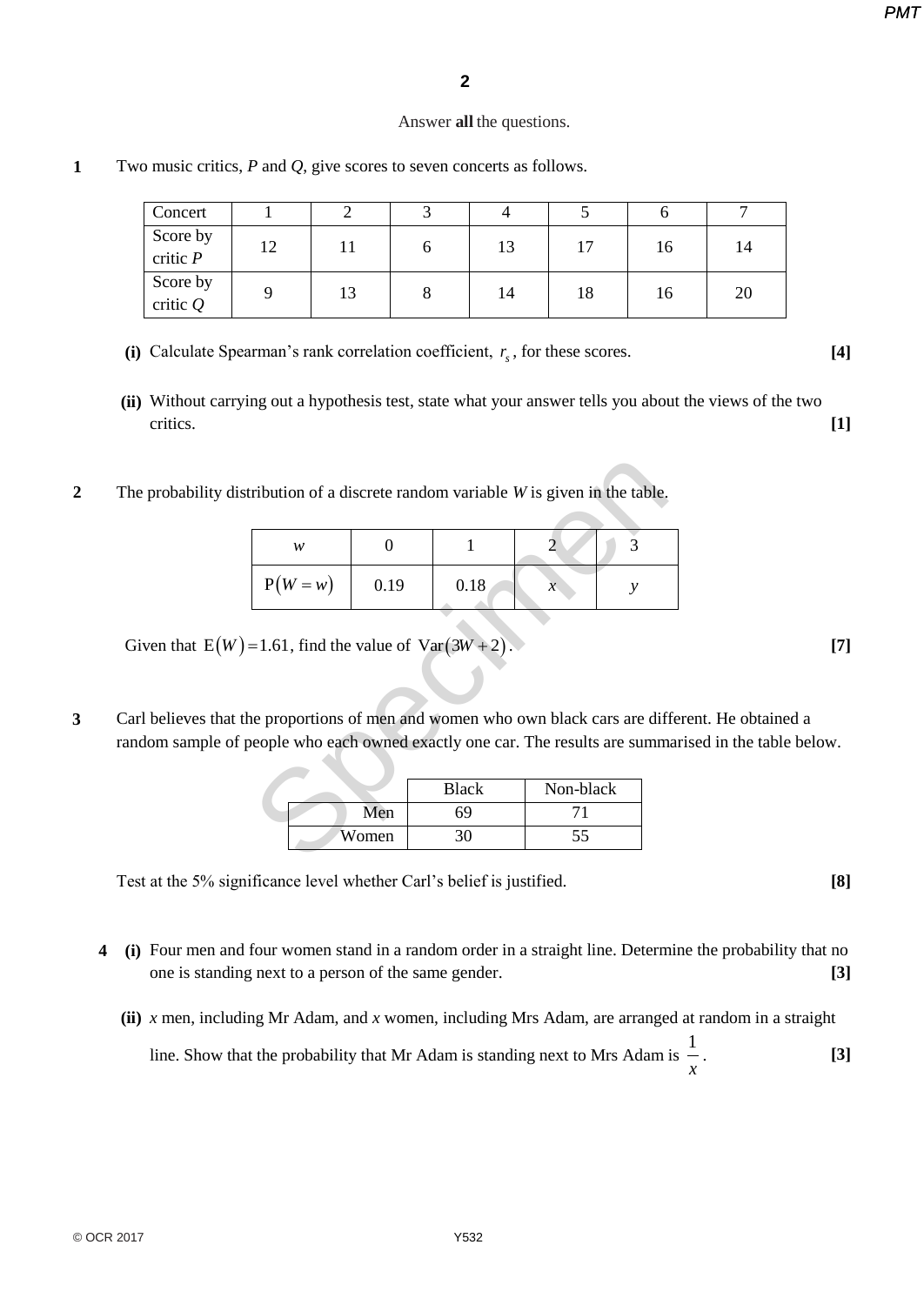Answer **all** the questions.

**1** Two music critics, $P$ and $Q$, give scores to seven concerts as follows.

| Concert | 1 | 2 | 3 | 4 | 5 | 6 | 7 |
|---|---|---|---|---|---|---|---|
| Score by critic $P$ | 12 | 11 | 6 | 13 | 17 | 16 | 14 |
| Score by critic $Q$ | 9 | 13 | 8 | 14 | 18 | 16 | 20 |

**(i)** Calculate Spearman's rank correlation coefficient, $r_s$, for these scores. **[4]**

**(ii)** Without carrying out a hypothesis test, state what your answer tells you about the views of the two critics. **[1]**

**2** The probability distribution of a discrete random variable $W$ is given in the table.

| $w$ | 0 | 1 | 2 | 3 |
|---|---|---|---|---|
| $\mathrm{P}(W = w)$ | 0.19 | 0.18 | $x$ | $y$ |

Given that $\mathrm{E}(W) = 1.61$, find the value of $\mathrm{Var}(3W + 2)$. **[7]**

**3** Carl believes that the proportions of men and women who own black cars are different. He obtained a random sample of people who each owned exactly one car. The results are summarised in the table below.

| | Black | Non-black |
|---|---|---|
| Men | 69 | 71 |
| Women | 30 | 55 |

Test at the 5% significance level whether Carl's belief is justified. **[8]**

**4** **(i)** Four men and four women stand in a random order in a straight line. Determine the probability that no one is standing next to a person of the same gender. **[3]**

**(ii)** $x$ men, including Mr Adam, and $x$ women, including Mrs Adam, are arranged at random in a straight line. Show that the probability that Mr Adam is standing next to Mrs Adam is $\frac{1}{x}$. **[3]**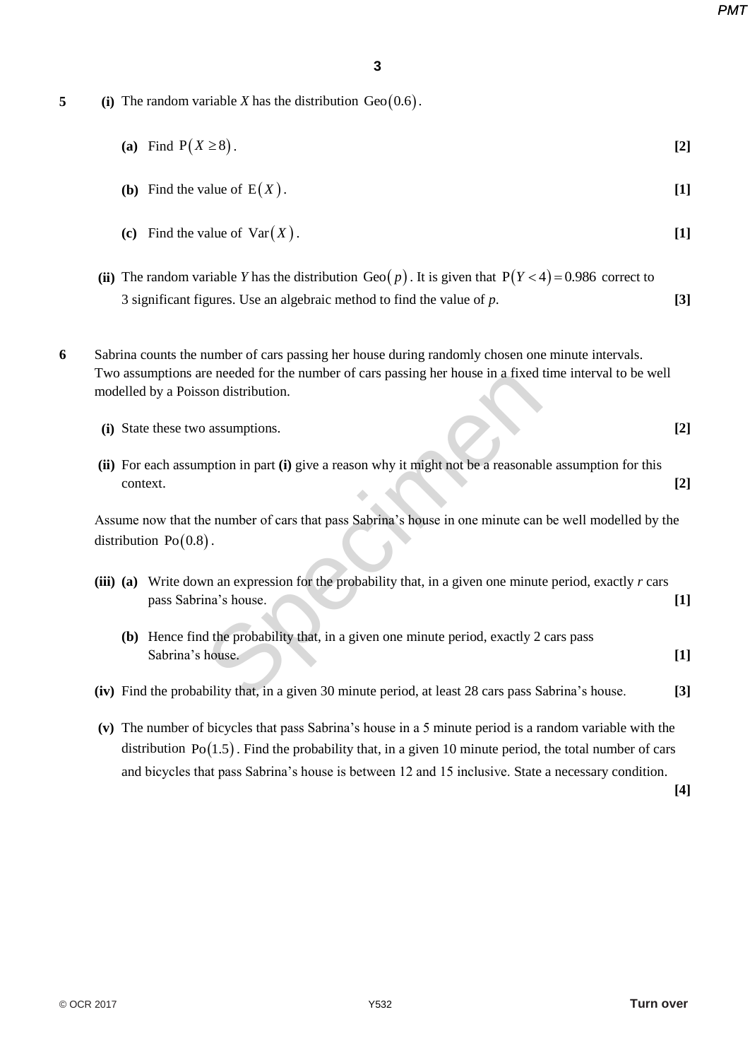**5** **(i)** The random variable $X$ has the distribution $\text{Geo}(0.6)$.

**(a)** Find $\text{P}(X \geq 8)$. **[2]**

**(b)** Find the value of $\text{E}(X)$. **[1]**

**(c)** Find the value of $\text{Var}(X)$. **[1]**

**(ii)** The random variable $Y$ has the distribution $\text{Geo}(p)$. It is given that $\text{P}(Y < 4) = 0.986$ correct to 3 significant figures. Use an algebraic method to find the value of $p$. **[3]**

**6** Sabrina counts the number of cars passing her house during randomly chosen one minute intervals. Two assumptions are needed for the number of cars passing her house in a fixed time interval to be well modelled by a Poisson distribution.

**(i)** State these two assumptions. **[2]**

**(ii)** For each assumption in part **(i)** give a reason why it might not be a reasonable assumption for this context. **[2]**

Assume now that the number of cars that pass Sabrina's house in one minute can be well modelled by the distribution $\text{Po}(0.8)$.

**(iii)** **(a)** Write down an expression for the probability that, in a given one minute period, exactly $r$ cars pass Sabrina's house. **[1]**

**(b)** Hence find the probability that, in a given one minute period, exactly 2 cars pass Sabrina's house. **[1]**

**(iv)** Find the probability that, in a given 30 minute period, at least 28 cars pass Sabrina's house. **[3]**

**(v)** The number of bicycles that pass Sabrina's house in a 5 minute period is a random variable with the distribution $\text{Po}(1.5)$. Find the probability that, in a given 10 minute period, the total number of cars and bicycles that pass Sabrina's house is between 12 and 15 inclusive. State a necessary condition. **[4]**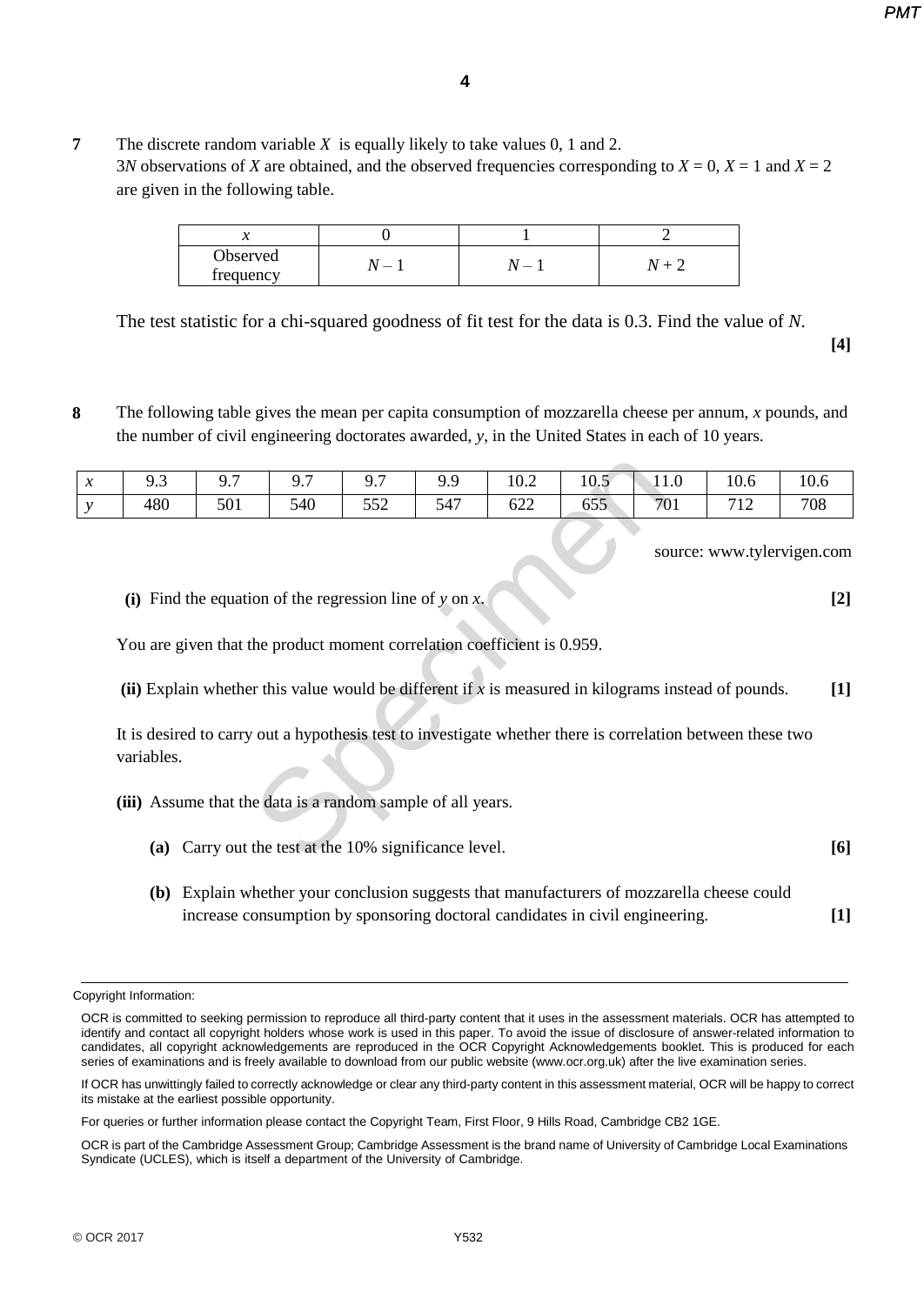**7** The discrete random variable $X$ is equally likely to take values 0, 1 and 2.
$3N$ observations of $X$ are obtained, and the observed frequencies corresponding to $X = 0$, $X = 1$ and $X = 2$ are given in the following table.

| $x$ | 0 | 1 | 2 |
|---|---|---|---|
| Observed frequency | $N - 1$ | $N - 1$ | $N + 2$ |

The test statistic for a chi-squared goodness of fit test for the data is 0.3. Find the value of $N$. **[4]**

**8** The following table gives the mean per capita consumption of mozzarella cheese per annum, $x$ pounds, and the number of civil engineering doctorates awarded, $y$, in the United States in each of 10 years.

| | | | | | | | | | | |
|---|---|---|---|---|---|---|---|---|---|---|
| $x$ | 9.3 | 9.7 | 9.7 | 9.7 | 9.9 | 10.2 | 10.5 | 11.0 | 10.6 | 10.6 |
| $y$ | 480 | 501 | 540 | 552 | 547 | 622 | 655 | 701 | 712 | 708 |

source: www.tylervigen.com

**(i)** Find the equation of the regression line of $y$ on $x$. **[2]**

You are given that the product moment correlation coefficient is 0.959.

**(ii)** Explain whether this value would be different if $x$ is measured in kilograms instead of pounds. **[1]**

It is desired to carry out a hypothesis test to investigate whether there is correlation between these two variables.

**(iii)** Assume that the data is a random sample of all years.

**(a)** Carry out the test at the 10% significance level. **[6]**

**(b)** Explain whether your conclusion suggests that manufacturers of mozzarella cheese could increase consumption by sponsoring doctoral candidates in civil engineering. **[1]**

---

Copyright Information:

OCR is committed to seeking permission to reproduce all third-party content that it uses in the assessment materials. OCR has attempted to identify and contact all copyright holders whose work is used in this paper. To avoid the issue of disclosure of answer-related information to candidates, all copyright acknowledgements are reproduced in the OCR Copyright Acknowledgements booklet. This is produced for each series of examinations and is freely available to download from our public website (www.ocr.org.uk) after the live examination series.

If OCR has unwittingly failed to correctly acknowledge or clear any third-party content in this assessment material, OCR will be happy to correct its mistake at the earliest possible opportunity.

For queries or further information please contact the Copyright Team, First Floor, 9 Hills Road, Cambridge CB2 1GE.

OCR is part of the Cambridge Assessment Group; Cambridge Assessment is the brand name of University of Cambridge Local Examinations Syndicate (UCLES), which is itself a department of the University of Cambridge.